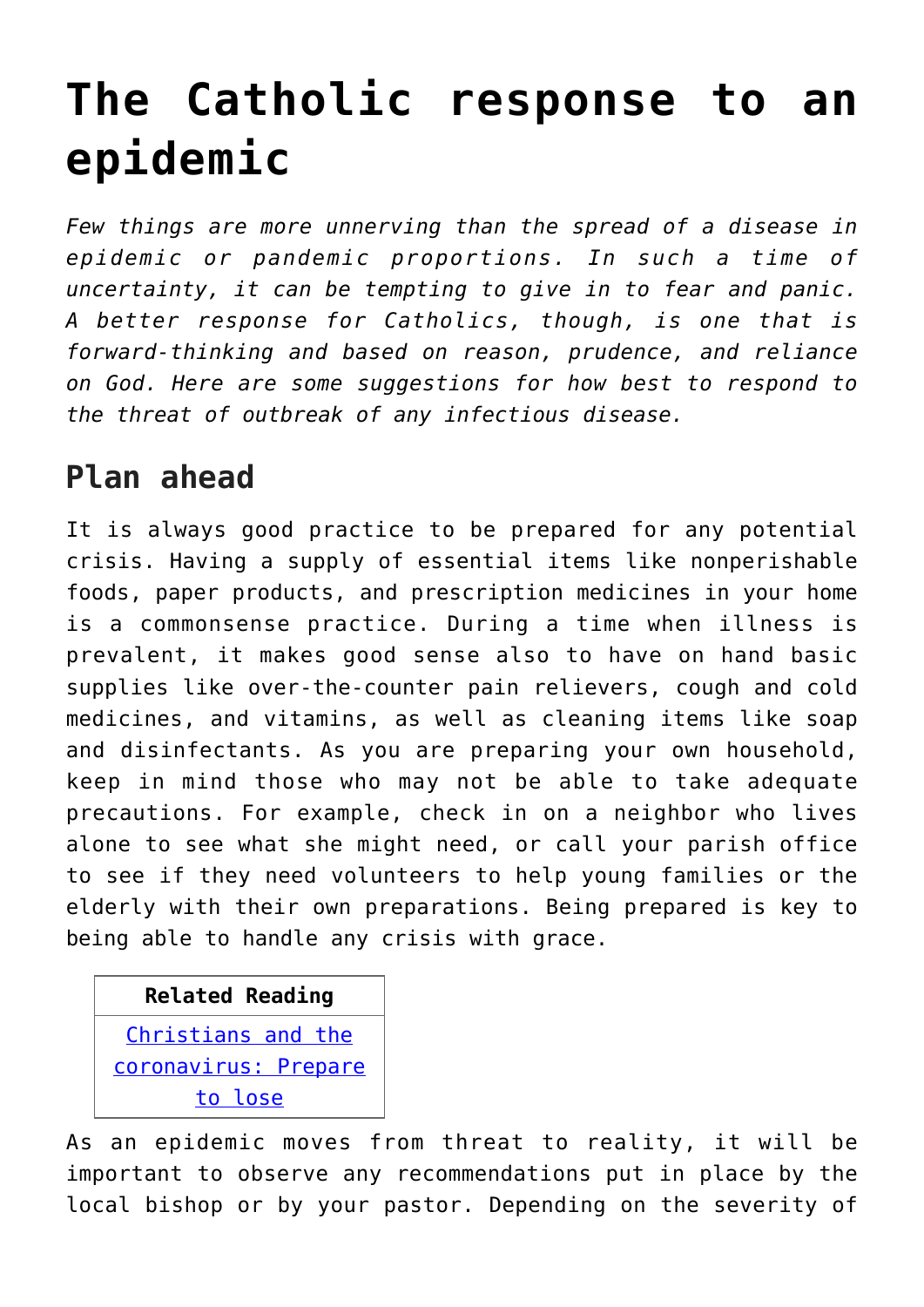# The Catholic response to an epidemic

*Few things are more unnerving than the spread of a disease in epidemic or pandemic proportions. In such a time of uncertainty, it can be tempting to give in to fear and panic. A better response for Catholics, though, is one that is forward-thinking and based on reason, prudence, and reliance on God. Here are some suggestions for how best to respond to the threat of outbreak of any infectious disease.*

## Plan ahead

It is always good practice to be prepared for any potential crisis. Having a supply of essential items like nonperishable foods, paper products, and prescription medicines in your home is a commonsense practice. During a time when illness is prevalent, it makes good sense also to have on hand basic supplies like over-the-counter pain relievers, cough and cold medicines, and vitamins, as well as cleaning items like soap and disinfectants. As you are preparing your own household, keep in mind those who may not be able to take adequate precautions. For example, check in on a neighbor who lives alone to see what she might need, or call your parish office to see if they need volunteers to help young families or the elderly with their own preparations. Being prepared is key to being able to handle any crisis with grace.

| Related Reading |
| --- |
| Christians and the coronavirus: Prepare to lose |

As an epidemic moves from threat to reality, it will be important to observe any recommendations put in place by the local bishop or by your pastor. Depending on the severity of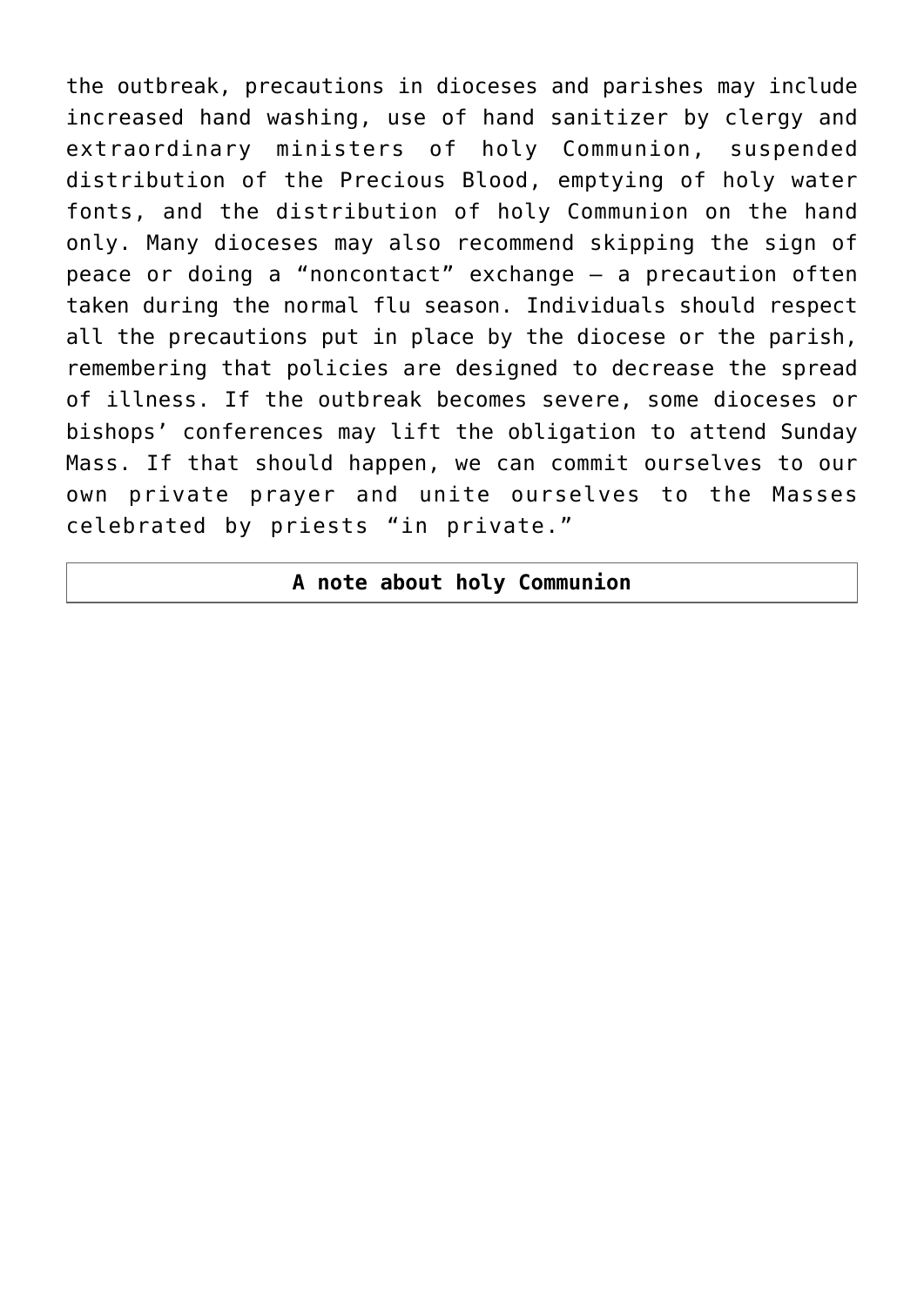the outbreak, precautions in dioceses and parishes may include increased hand washing, use of hand sanitizer by clergy and extraordinary ministers of holy Communion, suspended distribution of the Precious Blood, emptying of holy water fonts, and the distribution of holy Communion on the hand only. Many dioceses may also recommend skipping the sign of peace or doing a “noncontact” exchange — a precaution often taken during the normal flu season. Individuals should respect all the precautions put in place by the diocese or the parish, remembering that policies are designed to decrease the spread of illness. If the outbreak becomes severe, some dioceses or bishops’ conferences may lift the obligation to attend Sunday Mass. If that should happen, we can commit ourselves to our own private prayer and unite ourselves to the Masses celebrated by priests “in private.”

| **A note about holy Communion** |
|---|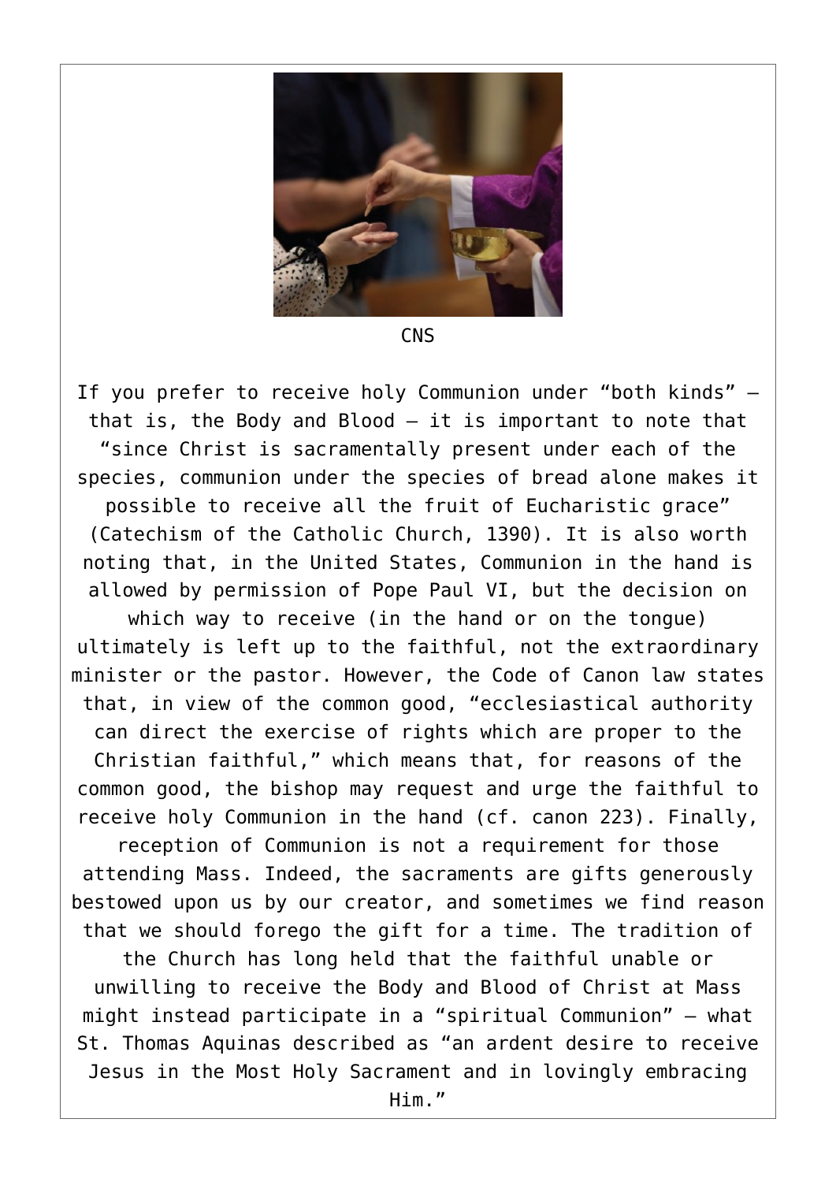CNS

If you prefer to receive holy Communion under "both kinds" — that is, the Body and Blood — it is important to note that "since Christ is sacramentally present under each of the species, communion under the species of bread alone makes it possible to receive all the fruit of Eucharistic grace" (Catechism of the Catholic Church, 1390). It is also worth noting that, in the United States, Communion in the hand is allowed by permission of Pope Paul VI, but the decision on which way to receive (in the hand or on the tongue) ultimately is left up to the faithful, not the extraordinary minister or the pastor. However, the Code of Canon law states that, in view of the common good, "ecclesiastical authority can direct the exercise of rights which are proper to the Christian faithful," which means that, for reasons of the common good, the bishop may request and urge the faithful to receive holy Communion in the hand (cf. canon 223). Finally, reception of Communion is not a requirement for those attending Mass. Indeed, the sacraments are gifts generously bestowed upon us by our creator, and sometimes we find reason that we should forego the gift for a time. The tradition of the Church has long held that the faithful unable or unwilling to receive the Body and Blood of Christ at Mass might instead participate in a "spiritual Communion" — what St. Thomas Aquinas described as "an ardent desire to receive Jesus in the Most Holy Sacrament and in lovingly embracing Him."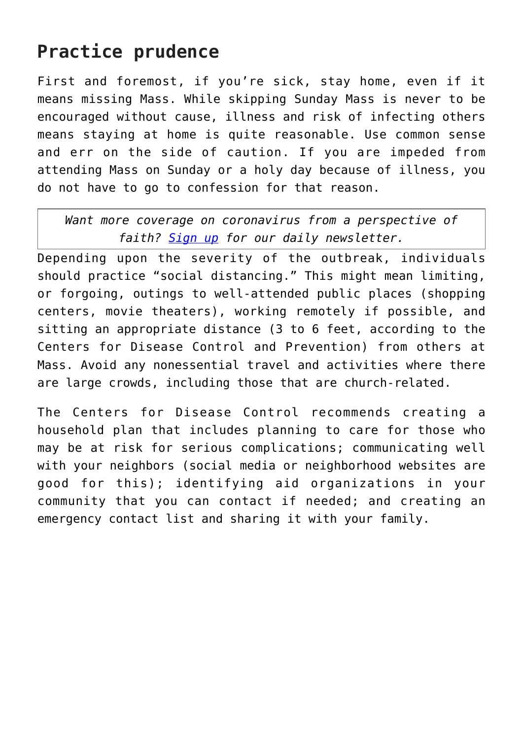## Practice prudence

First and foremost, if you're sick, stay home, even if it means missing Mass. While skipping Sunday Mass is never to be encouraged without cause, illness and risk of infecting others means staying at home is quite reasonable. Use common sense and err on the side of caution. If you are impeded from attending Mass on Sunday or a holy day because of illness, you do not have to go to confession for that reason.

*Want more coverage on coronavirus from a perspective of faith? Sign up for our daily newsletter.*

Depending upon the severity of the outbreak, individuals should practice "social distancing." This might mean limiting, or forgoing, outings to well-attended public places (shopping centers, movie theaters), working remotely if possible, and sitting an appropriate distance (3 to 6 feet, according to the Centers for Disease Control and Prevention) from others at Mass. Avoid any nonessential travel and activities where there are large crowds, including those that are church-related.

The Centers for Disease Control recommends creating a household plan that includes planning to care for those who may be at risk for serious complications; communicating well with your neighbors (social media or neighborhood websites are good for this); identifying aid organizations in your community that you can contact if needed; and creating an emergency contact list and sharing it with your family.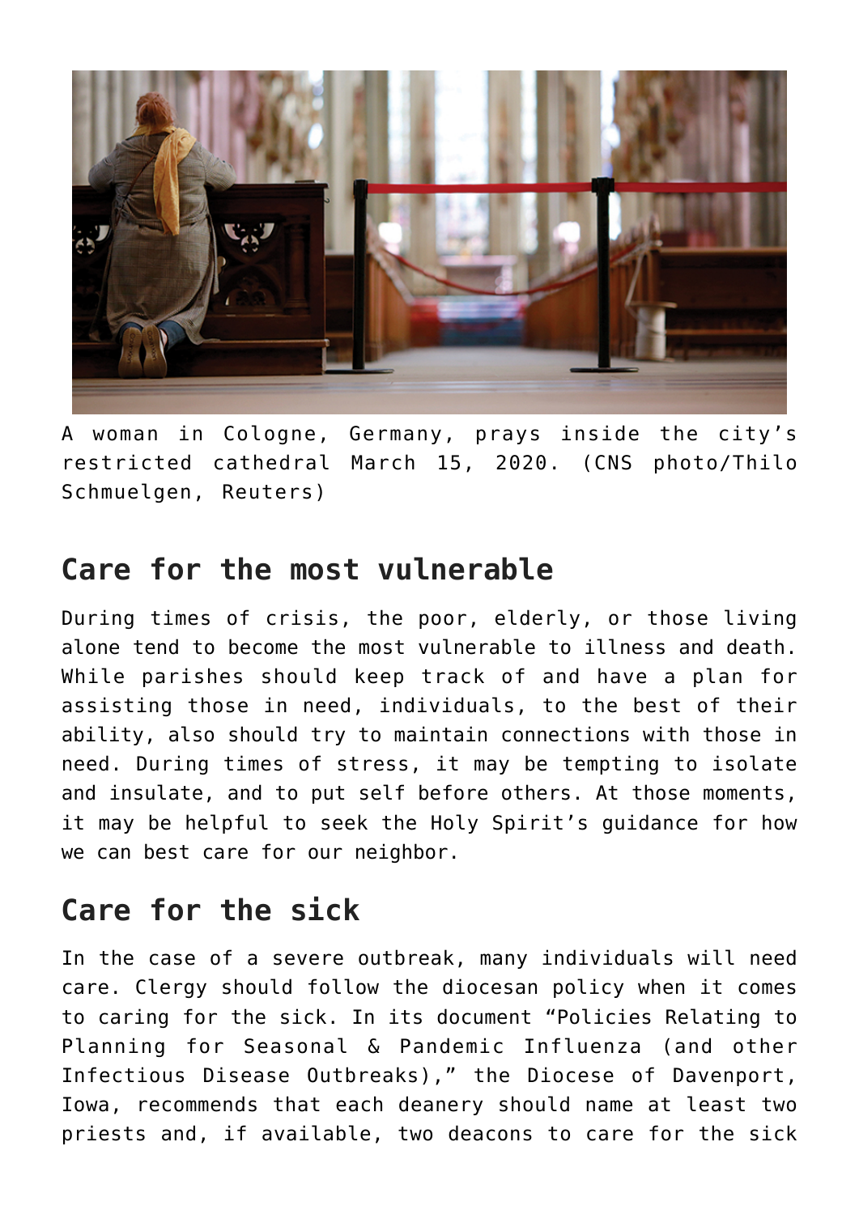A woman in Cologne, Germany, prays inside the city's restricted cathedral March 15, 2020. (CNS photo/Thilo Schmuelgen, Reuters)

## Care for the most vulnerable

During times of crisis, the poor, elderly, or those living alone tend to become the most vulnerable to illness and death. While parishes should keep track of and have a plan for assisting those in need, individuals, to the best of their ability, also should try to maintain connections with those in need. During times of stress, it may be tempting to isolate and insulate, and to put self before others. At those moments, it may be helpful to seek the Holy Spirit's guidance for how we can best care for our neighbor.

## Care for the sick

In the case of a severe outbreak, many individuals will need care. Clergy should follow the diocesan policy when it comes to caring for the sick. In its document "Policies Relating to Planning for Seasonal & Pandemic Influenza (and other Infectious Disease Outbreaks)," the Diocese of Davenport, Iowa, recommends that each deanery should name at least two priests and, if available, two deacons to care for the sick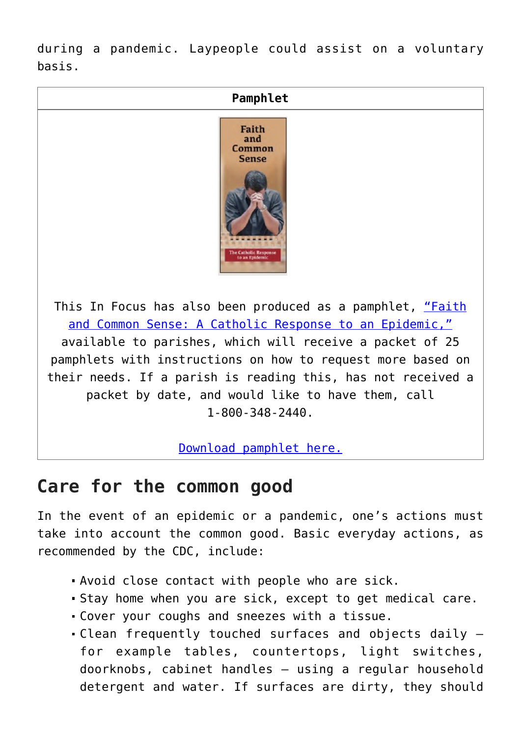during a pandemic. Laypeople could assist on a voluntary basis.

| Pamphlet |
| --- |
| This In Focus has also been produced as a pamphlet, "Faith and Common Sense: A Catholic Response to an Epidemic," available to parishes, which will receive a packet of 25 pamphlets with instructions on how to request more based on their needs. If a parish is reading this, has not received a packet by date, and would like to have them, call 1-800-348-2440.<br><br>Download pamphlet here. |

## Care for the common good

In the event of an epidemic or a pandemic, one's actions must take into account the common good. Basic everyday actions, as recommended by the CDC, include:

- Avoid close contact with people who are sick.
- Stay home when you are sick, except to get medical care.
- Cover your coughs and sneezes with a tissue.
- Clean frequently touched surfaces and objects daily – for example tables, countertops, light switches, doorknobs, cabinet handles – using a regular household detergent and water. If surfaces are dirty, they should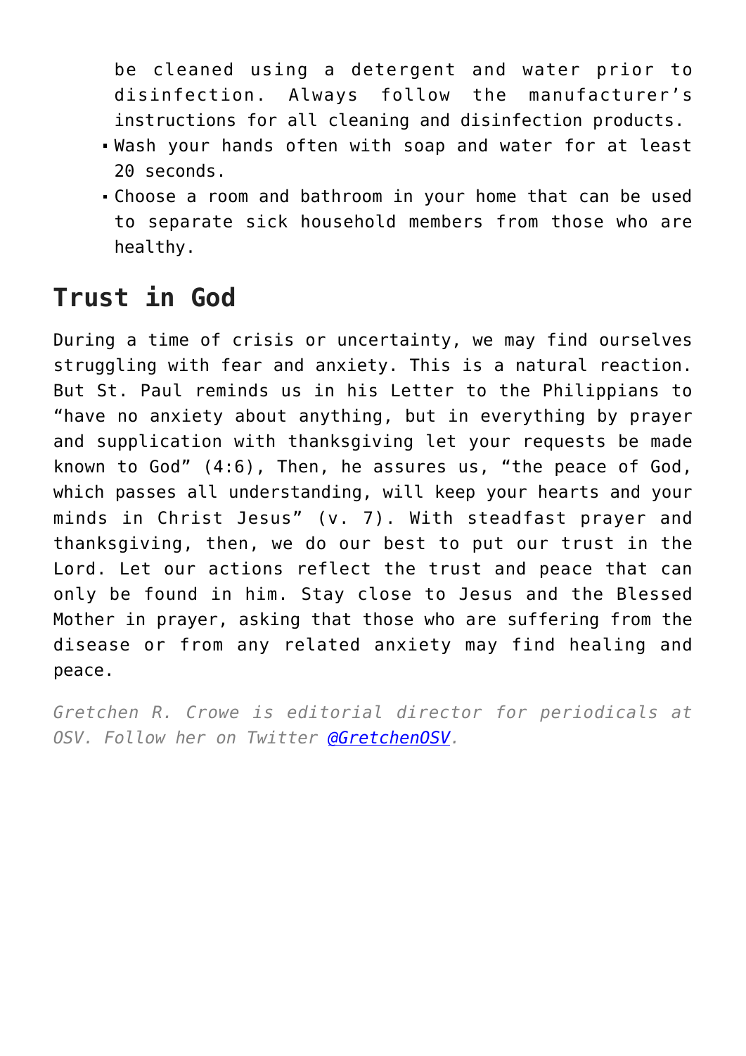be cleaned using a detergent and water prior to disinfection. Always follow the manufacturer's instructions for all cleaning and disinfection products.

- Wash your hands often with soap and water for at least 20 seconds.
- Choose a room and bathroom in your home that can be used to separate sick household members from those who are healthy.

## Trust in God

During a time of crisis or uncertainty, we may find ourselves struggling with fear and anxiety. This is a natural reaction. But St. Paul reminds us in his Letter to the Philippians to "have no anxiety about anything, but in everything by prayer and supplication with thanksgiving let your requests be made known to God" (4:6), Then, he assures us, "the peace of God, which passes all understanding, will keep your hearts and your minds in Christ Jesus" (v. 7). With steadfast prayer and thanksgiving, then, we do our best to put our trust in the Lord. Let our actions reflect the trust and peace that can only be found in him. Stay close to Jesus and the Blessed Mother in prayer, asking that those who are suffering from the disease or from any related anxiety may find healing and peace.

*Gretchen R. Crowe is editorial director for periodicals at OSV. Follow her on Twitter [@GretchenOSV](https://twitter.com/GretchenOSV).*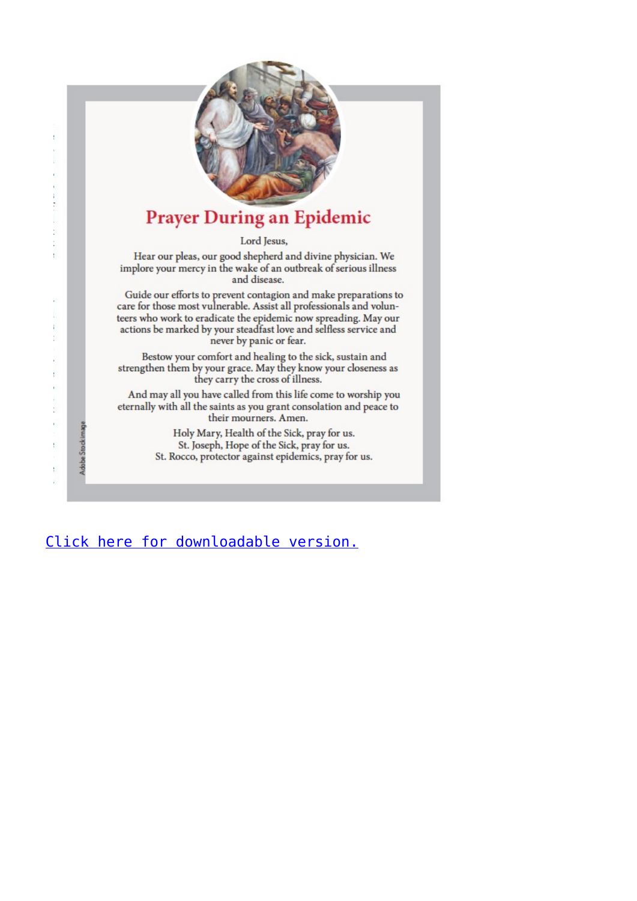# Prayer During an Epidemic

Lord Jesus,

Hear our pleas, our good shepherd and divine physician. We implore your mercy in the wake of an outbreak of serious illness and disease.

Guide our efforts to prevent contagion and make preparations to care for those most vulnerable. Assist all professionals and volunteers who work to eradicate the epidemic now spreading. May our actions be marked by your steadfast love and selfless service and never by panic or fear.

Bestow your comfort and healing to the sick, sustain and strengthen them by your grace. May they know your closeness as they carry the cross of illness.

And may all you have called from this life come to worship you eternally with all the saints as you grant consolation and peace to their mourners. Amen.

Holy Mary, Health of the Sick, pray for us.
St. Joseph, Hope of the Sick, pray for us.
St. Rocco, protector against epidemics, pray for us.

Adobe Stock image

Click here for downloadable version.